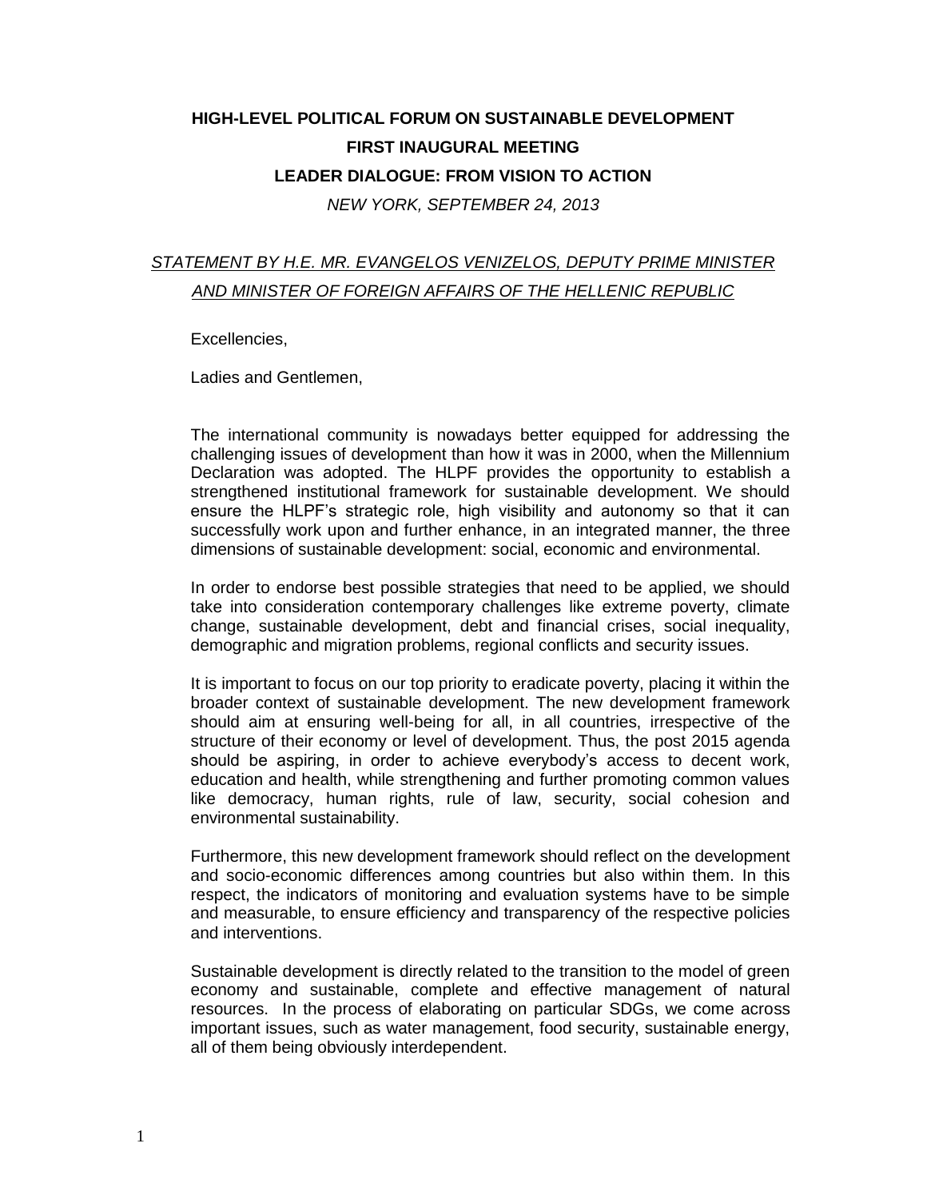**HIGH-LEVEL POLITICAL FORUM ON SUSTAINABLE DEVELOPMENT**

**FIRST INAUGURAL MEETING**

**LEADER DIALOGUE: FROM VISION TO ACTION**

*NEW YORK, SEPTEMBER 24, 2013*

*STATEMENT BY H.E. MR. EVANGELOS VENIZELOS, DEPUTY PRIME MINISTER AND MINISTER OF FOREIGN AFFAIRS OF THE HELLENIC REPUBLIC*

Excellencies,

Ladies and Gentlemen,

The international community is nowadays better equipped for addressing the challenging issues of development than how it was in 2000, when the Millennium Declaration was adopted. The HLPF provides the opportunity to establish a strengthened institutional framework for sustainable development. We should ensure the HLPF's strategic role, high visibility and autonomy so that it can successfully work upon and further enhance, in an integrated manner, the three dimensions of sustainable development: social, economic and environmental.

In order to endorse best possible strategies that need to be applied, we should take into consideration contemporary challenges like extreme poverty, climate change, sustainable development, debt and financial crises, social inequality, demographic and migration problems, regional conflicts and security issues.

It is important to focus on our top priority to eradicate poverty, placing it within the broader context of sustainable development. The new development framework should aim at ensuring well-being for all, in all countries, irrespective of the structure of their economy or level of development. Thus, the post 2015 agenda should be aspiring, in order to achieve everybody's access to decent work, education and health, while strengthening and further promoting common values like democracy, human rights, rule of law, security, social cohesion and environmental sustainability.

Furthermore, this new development framework should reflect on the development and socio-economic differences among countries but also within them. In this respect, the indicators of monitoring and evaluation systems have to be simple and measurable, to ensure efficiency and transparency of the respective policies and interventions.

Sustainable development is directly related to the transition to the model of green economy and sustainable, complete and effective management of natural resources. In the process of elaborating on particular SDGs, we come across important issues, such as water management, food security, sustainable energy, all of them being obviously interdependent.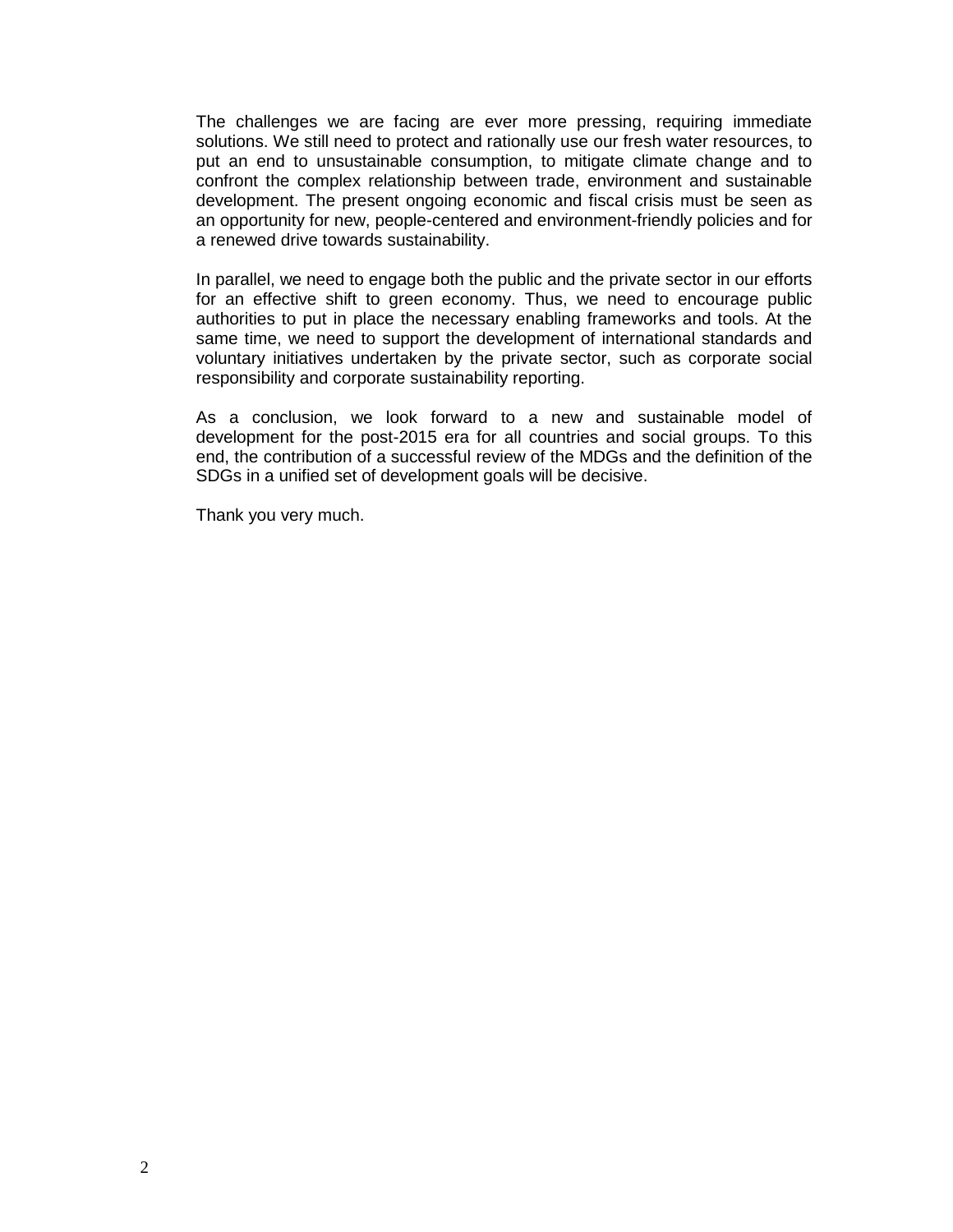The challenges we are facing are ever more pressing, requiring immediate solutions. We still need to protect and rationally use our fresh water resources, to put an end to unsustainable consumption, to mitigate climate change and to confront the complex relationship between trade, environment and sustainable development. The present ongoing economic and fiscal crisis must be seen as an opportunity for new, people-centered and environment-friendly policies and for a renewed drive towards sustainability.

In parallel, we need to engage both the public and the private sector in our efforts for an effective shift to green economy. Thus, we need to encourage public authorities to put in place the necessary enabling frameworks and tools. At the same time, we need to support the development of international standards and voluntary initiatives undertaken by the private sector, such as corporate social responsibility and corporate sustainability reporting.

As a conclusion, we look forward to a new and sustainable model of development for the post-2015 era for all countries and social groups. To this end, the contribution of a successful review of the MDGs and the definition of the SDGs in a unified set of development goals will be decisive.

Thank you very much.